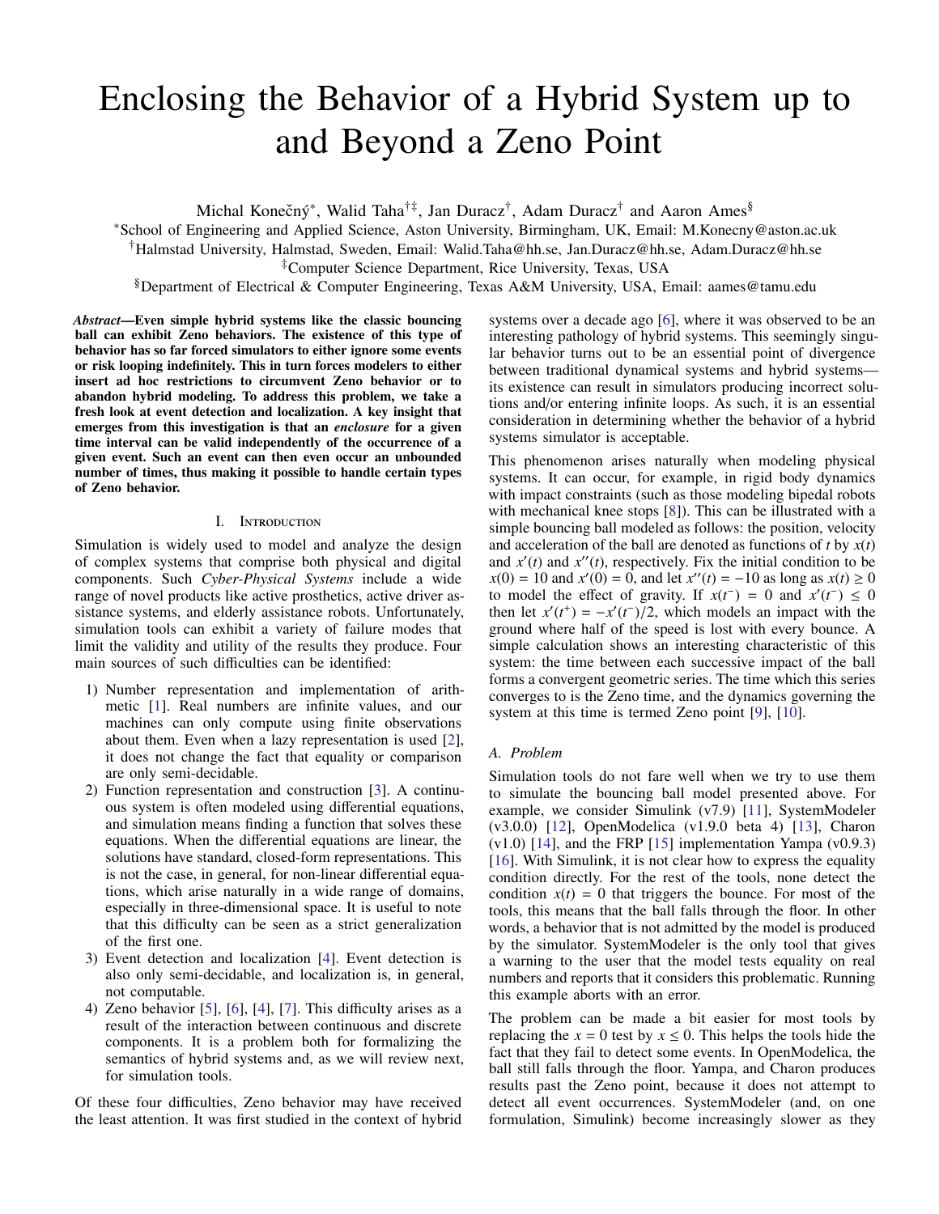# Enclosing the Behavior of a Hybrid System up to and Beyond a Zeno Point

Michal Konečný[*], Walid Taha[†‡], Jan Duracz[†], Adam Duracz[†] and Aaron Ames[§]

[*]School of Engineering and Applied Science, Aston University, Birmingham, UK, Email: M.Konecny@aston.ac.uk

[†]Halmstad University, Halmstad, Sweden, Email: Walid.Taha@hh.se, Jan.Duracz@hh.se, Adam.Duracz@hh.se

[‡]Computer Science Department, Rice University, Texas, USA

[§]Department of Electrical & Computer Engineering, Texas A&M University, USA, Email: aames@tamu.edu

***Abstract*—Even simple hybrid systems like the classic bouncing ball can exhibit Zeno behaviors. The existence of this type of behavior has so far forced simulators to either ignore some events or risk looping indefinitely. This in turn forces modelers to either insert ad hoc restrictions to circumvent Zeno behavior or to abandon hybrid modeling. To address this problem, we take a fresh look at event detection and localization. A key insight that emerges from this investigation is that an *enclosure* for a given time interval can be valid independently of the occurrence of a given event. Such an event can then even occur an unbounded number of times, thus making it possible to handle certain types of Zeno behavior.**

## I. Introduction

Simulation is widely used to model and analyze the design of complex systems that comprise both physical and digital components. Such *Cyber-Physical Systems* include a wide range of novel products like active prosthetics, active driver assistance systems, and elderly assistance robots. Unfortunately, simulation tools can exhibit a variety of failure modes that limit the validity and utility of the results they produce. Four main sources of such difficulties can be identified:

1) Number representation and implementation of arithmetic [1]. Real numbers are infinite values, and our machines can only compute using finite observations about them. Even when a lazy representation is used [2], it does not change the fact that equality or comparison are only semi-decidable.
2) Function representation and construction [3]. A continuous system is often modeled using differential equations, and simulation means finding a function that solves these equations. When the differential equations are linear, the solutions have standard, closed-form representations. This is not the case, in general, for non-linear differential equations, which arise naturally in a wide range of domains, especially in three-dimensional space. It is useful to note that this difficulty can be seen as a strict generalization of the first one.
3) Event detection and localization [4]. Event detection is also only semi-decidable, and localization is, in general, not computable.
4) Zeno behavior [5], [6], [4], [7]. This difficulty arises as a result of the interaction between continuous and discrete components. It is a problem both for formalizing the semantics of hybrid systems and, as we will review next, for simulation tools.

Of these four difficulties, Zeno behavior may have received the least attention. It was first studied in the context of hybrid systems over a decade ago [6], where it was observed to be an interesting pathology of hybrid systems. This seemingly singular behavior turns out to be an essential point of divergence between traditional dynamical systems and hybrid systems—its existence can result in simulators producing incorrect solutions and/or entering infinite loops. As such, it is an essential consideration in determining whether the behavior of a hybrid systems simulator is acceptable.

This phenomenon arises naturally when modeling physical systems. It can occur, for example, in rigid body dynamics with impact constraints (such as those modeling bipedal robots with mechanical knee stops [8]). This can be illustrated with a simple bouncing ball modeled as follows: the position, velocity and acceleration of the ball are denoted as functions of $t$ by $x(t)$ and $x'(t)$ and $x''(t)$, respectively. Fix the initial condition to be $x(0) = 10$ and $x'(0) = 0$, and let $x''(t) = -10$ as long as $x(t) \geq 0$ to model the effect of gravity. If $x(t^-) = 0$ and $x'(t^-) \leq 0$ then let $x'(t^+) = -x'(t^-)/2$, which models an impact with the ground where half of the speed is lost with every bounce. A simple calculation shows an interesting characteristic of this system: the time between each successive impact of the ball forms a convergent geometric series. The time which this series converges to is the Zeno time, and the dynamics governing the system at this time is termed Zeno point [9], [10].

### A. Problem

Simulation tools do not fare well when we try to use them to simulate the bouncing ball model presented above. For example, we consider Simulink (v7.9) [11], SystemModeler (v3.0.0) [12], OpenModelica (v1.9.0 beta 4) [13], Charon (v1.0) [14], and the FRP [15] implementation Yampa (v0.9.3) [16]. With Simulink, it is not clear how to express the equality condition directly. For the rest of the tools, none detect the condition $x(t) = 0$ that triggers the bounce. For most of the tools, this means that the ball falls through the floor. In other words, a behavior that is not admitted by the model is produced by the simulator. SystemModeler is the only tool that gives a warning to the user that the model tests equality on real numbers and reports that it considers this problematic. Running this example aborts with an error.

The problem can be made a bit easier for most tools by replacing the $x = 0$ test by $x \leq 0$. This helps the tools hide the fact that they fail to detect some events. In OpenModelica, the ball still falls through the floor. Yampa, and Charon produces results past the Zeno point, because it does not attempt to detect all event occurrences. SystemModeler (and, on one formulation, Simulink) become increasingly slower as they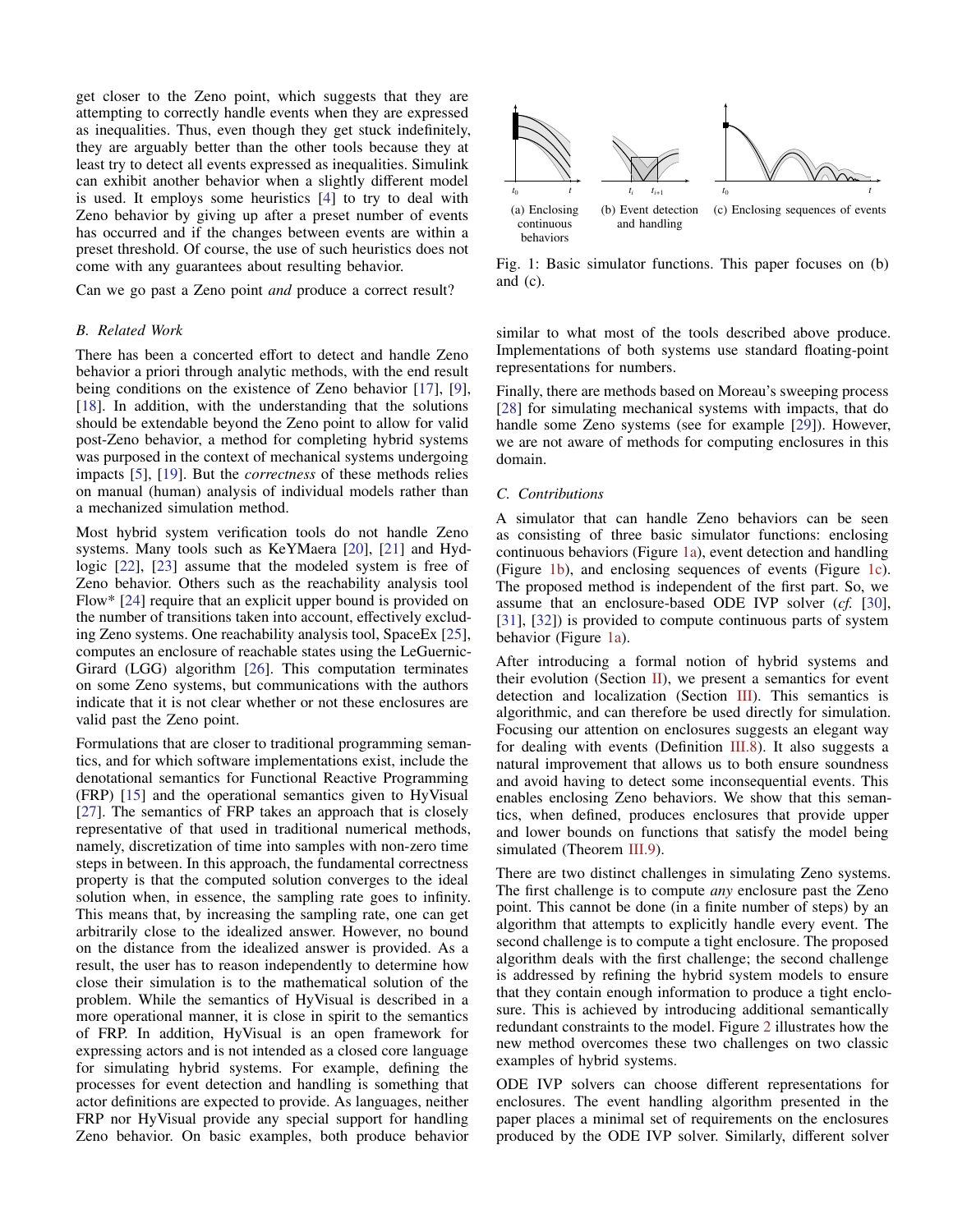get closer to the Zeno point, which suggests that they are attempting to correctly handle events when they are expressed as inequalities. Thus, even though they get stuck indefinitely, they are arguably better than the other tools because they at least try to detect all events expressed as inequalities. Simulink can exhibit another behavior when a slightly different model is used. It employs some heuristics [4] to try to deal with Zeno behavior by giving up after a preset number of events has occurred and if the changes between events are within a preset threshold. Of course, the use of such heuristics does not come with any guarantees about resulting behavior.

Can we go past a Zeno point *and* produce a correct result?

### B. Related Work

There has been a concerted effort to detect and handle Zeno behavior a priori through analytic methods, with the end result being conditions on the existence of Zeno behavior [17], [9], [18]. In addition, with the understanding that the solutions should be extendable beyond the Zeno point to allow for valid post-Zeno behavior, a method for completing hybrid systems was purposed in the context of mechanical systems undergoing impacts [5], [19]. But the *correctness* of these methods relies on manual (human) analysis of individual models rather than a mechanized simulation method.

Most hybrid system verification tools do not handle Zeno systems. Many tools such as KeYMaera [20], [21] and Hydlogic [22], [23] assume that the modeled system is free of Zeno behavior. Others such as the reachability analysis tool Flow* [24] require that an explicit upper bound is provided on the number of transitions taken into account, effectively excluding Zeno systems. One reachability analysis tool, SpaceEx [25], computes an enclosure of reachable states using the LeGuernic-Girard (LGG) algorithm [26]. This computation terminates on some Zeno systems, but communications with the authors indicate that it is not clear whether or not these enclosures are valid past the Zeno point.

Formulations that are closer to traditional programming semantics, and for which software implementations exist, include the denotational semantics for Functional Reactive Programming (FRP) [15] and the operational semantics given to HyVisual [27]. The semantics of FRP takes an approach that is closely representative of that used in traditional numerical methods, namely, discretization of time into samples with non-zero time steps in between. In this approach, the fundamental correctness property is that the computed solution converges to the ideal solution when, in essence, the sampling rate goes to infinity. This means that, by increasing the sampling rate, one can get arbitrarily close to the idealized answer. However, no bound on the distance from the idealized answer is provided. As a result, the user has to reason independently to determine how close their simulation is to the mathematical solution of the problem. While the semantics of HyVisual is described in a more operational manner, it is close in spirit to the semantics of FRP. In addition, HyVisual is an open framework for expressing actors and is not intended as a closed core language for simulating hybrid systems. For example, defining the processes for event detection and handling is something that actor definitions are expected to provide. As languages, neither FRP nor HyVisual provide any special support for handling Zeno behavior. On basic examples, both produce behavior similar to what most of the tools described above produce. Implementations of both systems use standard floating-point representations for numbers.

(a) Enclosing continuous behaviors (b) Event detection and handling (c) Enclosing sequences of events

Fig. 1: Basic simulator functions. This paper focuses on (b) and (c).

Finally, there are methods based on Moreau's sweeping process [28] for simulating mechanical systems with impacts, that do handle some Zeno systems (see for example [29]). However, we are not aware of methods for computing enclosures in this domain.

### C. Contributions

A simulator that can handle Zeno behaviors can be seen as consisting of three basic simulator functions: enclosing continuous behaviors (Figure 1a), event detection and handling (Figure 1b), and enclosing sequences of events (Figure 1c). The proposed method is independent of the first part. So, we assume that an enclosure-based ODE IVP solver (*cf.* [30], [31], [32]) is provided to compute continuous parts of system behavior (Figure 1a).

After introducing a formal notion of hybrid systems and their evolution (Section II), we present a semantics for event detection and localization (Section III). This semantics is algorithmic, and can therefore be used directly for simulation. Focusing our attention on enclosures suggests an elegant way for dealing with events (Definition III.8). It also suggests a natural improvement that allows us to both ensure soundness and avoid having to detect some inconsequential events. This enables enclosing Zeno behaviors. We show that this semantics, when defined, produces enclosures that provide upper and lower bounds on functions that satisfy the model being simulated (Theorem III.9).

There are two distinct challenges in simulating Zeno systems. The first challenge is to compute *any* enclosure past the Zeno point. This cannot be done (in a finite number of steps) by an algorithm that attempts to explicitly handle every event. The second challenge is to compute a tight enclosure. The proposed algorithm deals with the first challenge; the second challenge is addressed by refining the hybrid system models to ensure that they contain enough information to produce a tight enclosure. This is achieved by introducing additional semantically redundant constraints to the model. Figure 2 illustrates how the new method overcomes these two challenges on two classic examples of hybrid systems.

ODE IVP solvers can choose different representations for enclosures. The event handling algorithm presented in the paper places a minimal set of requirements on the enclosures produced by the ODE IVP solver. Similarly, different solver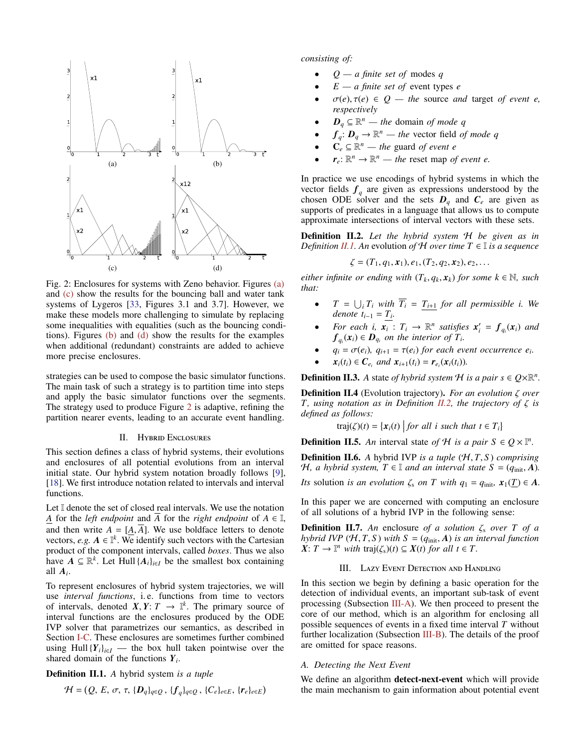Fig. 2: Enclosures for systems with Zeno behavior. Figures (a) and (c) show the results for the bouncing ball and water tank systems of Lygeros [33, Figures 3.1 and 3.7]. However, we make these models more challenging to simulate by replacing some inequalities with equalities (such as the bouncing conditions). Figures (b) and (d) show the results for the examples when additional (redundant) constraints are added to achieve more precise enclosures.

strategies can be used to compose the basic simulator functions. The main task of such a strategy is to partition time into steps and apply the basic simulator functions over the segments. The strategy used to produce Figure 2 is adaptive, refining the partition nearer events, leading to an accurate event handling.

## II. Hybrid Enclosures

This section defines a class of hybrid systems, their evolutions and enclosures of all potential evolutions from an interval initial state. Our hybrid system notation broadly follows [9], [18]. We first introduce notation related to intervals and interval functions.

Let $\mathbb{I}$ denote the set of closed real intervals. We use the notation $\underline{A}$ for the *left endpoint* and $\overline{A}$ for the *right endpoint* of $A \in \mathbb{I}$, and then write $A = [\underline{A}, \overline{A}]$. We use boldface letters to denote vectors, *e.g.* $\boldsymbol{A} \in \mathbb{I}^k$. We identify such vectors with the Cartesian product of the component intervals, called *boxes*. Thus we also have $\boldsymbol{A} \subseteq \mathbb{R}^k$. Let $\mathrm{Hull}\{\boldsymbol{A}_i\}_{i \in I}$ be the smallest box containing all $\boldsymbol{A}_i$.

To represent enclosures of hybrid system trajectories, we will use *interval functions*, i.e. functions from time to vectors of intervals, denoted $\boldsymbol{X}, \boldsymbol{Y} \colon T \to \mathbb{I}^k$. The primary source of interval functions are the enclosures produced by the ODE IVP solver that parametrizes our semantics, as described in Section I-C. These enclosures are sometimes further combined using $\mathrm{Hull}\{\boldsymbol{Y}_i\}_{i \in I}$ — the box hull taken pointwise over the shared domain of the functions $\boldsymbol{Y}_i$.

**Definition II.1.** *A* hybrid system *is a tuple*

$$\mathcal{H} = (Q,\ E,\ \sigma,\ \tau,\ \{\boldsymbol{D}_q\}_{q \in Q},\ \{\boldsymbol{f}_q\}_{q \in Q},\ \{C_e\}_{e \in E},\ \{\boldsymbol{r}_e\}_{e \in E})$$

*consisting of:*

- $Q$ *— a finite set of* modes $q$
- $E$ *— a finite set of* event types $e$
- $\sigma(e), \tau(e) \in Q$ *— the* source *and* target *of event* $e$, *respectively*
- $\boldsymbol{D}_q \subseteq \mathbb{R}^n$ *— the* domain *of mode* $q$
- $\boldsymbol{f}_q \colon \boldsymbol{D}_q \to \mathbb{R}^n$ *— the* vector field *of mode* $q$
- $\boldsymbol{C}_e \subseteq \mathbb{R}^n$ *— the* guard *of event* $e$
- $\boldsymbol{r}_e \colon \mathbb{R}^n \to \mathbb{R}^n$ *— the* reset map *of event* $e$.

In practice we use encodings of hybrid systems in which the vector fields $\boldsymbol{f}_q$ are given as expressions understood by the chosen ODE solver and the sets $\boldsymbol{D}_q$ and $\boldsymbol{C}_e$ are given as supports of predicates in a language that allows us to compute approximate intersections of interval vectors with these sets.

**Definition II.2.** *Let the hybrid system* $\mathcal{H}$ *be given as in Definition II.1. An* evolution *of* $\mathcal{H}$ *over time* $T \in \mathbb{I}$ *is a sequence*

$$\zeta = (T_1, q_1, \boldsymbol{x}_1), e_1, (T_2, q_2, \boldsymbol{x}_2), e_2, \ldots$$

*either infinite or ending with* $(T_k, q_k, \boldsymbol{x}_k)$ *for some* $k \in \mathbb{N}$, *such that:*

- $T = \bigcup_i T_i$ *with* $\overline{T_i} = \underline{T_{i+1}}$ *for all permissible* $i$. *We denote* $t_{i-1} = \underline{T_i}$.
- *For each* $i$, $\boldsymbol{x}_i \colon T_i \to \mathbb{R}^n$ *satisfies* $\boldsymbol{x}_i' = \boldsymbol{f}_{q_i}(\boldsymbol{x}_i)$ *and* $\boldsymbol{f}_{q_i}(\boldsymbol{x}_i) \in \boldsymbol{D}_{q_i}$ *on the interior of* $T_i$.
- $q_i = \sigma(e_i)$, $q_{i+1} = \tau(e_i)$ *for each event occurrence* $e_i$.
- $\boldsymbol{x}_i(t_i) \in \boldsymbol{C}_{e_i}$ *and* $\boldsymbol{x}_{i+1}(t_i) = \boldsymbol{r}_{e_i}(\boldsymbol{x}_i(t_i))$.

**Definition II.3.** *A* state *of hybrid system* $\mathcal{H}$ *is a pair* $s \in Q \times \mathbb{R}^n$.

**Definition II.4** (Evolution trajectory)**.** *For an evolution* $\zeta$ *over* $T$, *using notation as in Definition II.2, the trajectory of* $\zeta$ *is defined as follows:*

$$\mathrm{traj}(\zeta)(t) = \{\boldsymbol{x}_i(t) \mid \text{for all } i \text{ such that } t \in T_i\}$$

**Definition II.5.** *An* interval state *of* $\mathcal{H}$ *is a pair* $S \in Q \times \mathbb{I}^n$.

**Definition II.6.** *A* hybrid IVP *is a tuple* $(\mathcal{H}, T, S)$ *comprising* $\mathcal{H}$, *a hybrid system,* $T \in \mathbb{I}$ *and an interval state* $S = (q_{\mathrm{init}}, \boldsymbol{A})$.

*Its* solution *is an evolution* $\zeta_s$ *on* $T$ *with* $q_1 = q_{\mathrm{init}}$, $\boldsymbol{x}_1(\underline{T}) \in \boldsymbol{A}$.

In this paper we are concerned with computing an enclosure of all solutions of a hybrid IVP in the following sense:

**Definition II.7.** *An* enclosure *of a solution* $\zeta_s$ *over* $T$ *of a hybrid IVP* $(\mathcal{H}, T, S)$ *with* $S = (q_{\mathrm{init}}, \boldsymbol{A})$ *is an interval function* $\boldsymbol{X} \colon T \to \mathbb{I}^n$ *with* $\mathrm{traj}(\zeta_s)(t) \subseteq \boldsymbol{X}(t)$ *for all* $t \in T$.

## III. Lazy Event Detection and Handling

In this section we begin by defining a basic operation for the detection of individual events, an important sub-task of event processing (Subsection III-A). We then proceed to present the core of our method, which is an algorithm for enclosing all possible sequences of events in a fixed time interval $T$ without further localization (Subsection III-B). The details of the proof are omitted for space reasons.

### A. Detecting the Next Event

We define an algorithm **detect-next-event** which will provide the main mechanism to gain information about potential event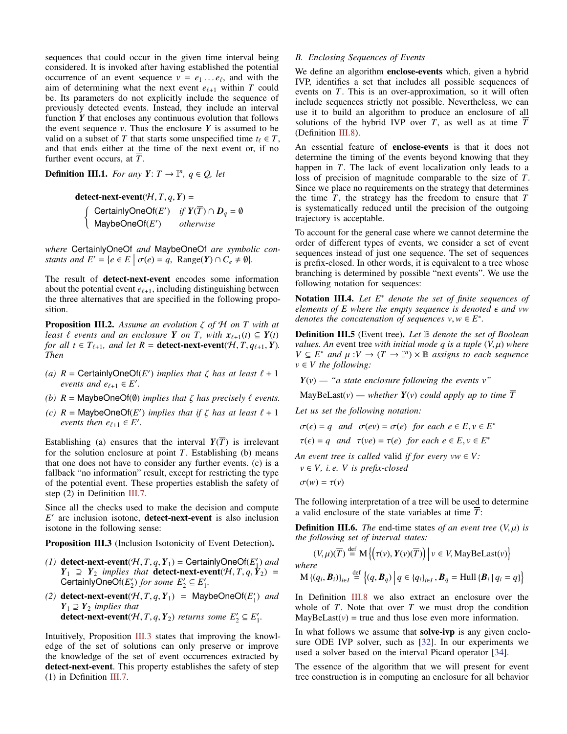sequences that could occur in the given time interval being considered. It is invoked after having established the potential occurrence of an event sequence $v = e_1 \dots e_\ell$, and with the aim of determining what the next event $e_{\ell+1}$ within $T$ could be. Its parameters do not explicitly include the sequence of previously detected events. Instead, they include an interval function $\boldsymbol{Y}$ that encloses any continuous evolution that follows the event sequence $v$. Thus the enclosure $\boldsymbol{Y}$ is assumed to be valid on a subset of $T$ that starts some unspecified time $t_\ell \in T$, and that ends either at the time of the next event or, if no further event occurs, at $\overline{T}$.

**Definition III.1.** *For any $\boldsymbol{Y}\colon T \to \mathbb{I}^n$, $q \in Q$, let*

$$\textbf{detect-next-event}(\mathcal{H}, T, q, \boldsymbol{Y}) = \begin{cases} \mathsf{CertainlyOneOf}(E') & \text{if } \boldsymbol{Y}(\overline{T}) \cap \boldsymbol{D}_q = \emptyset \\ \mathsf{MaybeOneOf}(E') & \text{otherwise} \end{cases}$$

*where* CertainlyOneOf *and* MaybeOneOf *are symbolic constants and* $E' = \{e \in E \mid \sigma(e) = q,\ \mathrm{Range}(\boldsymbol{Y}) \cap C_e \neq \emptyset\}$.

The result of **detect-next-event** encodes some information about the potential event $e_{\ell+1}$, including distinguishing between the three alternatives that are specified in the following proposition.

**Proposition III.2.** *Assume an evolution $\zeta$ of $\mathcal{H}$ on $T$ with at least $\ell$ events and an enclosure $\boldsymbol{Y}$ on $T$, with $\boldsymbol{x}_{\ell+1}(t) \subseteq \boldsymbol{Y}(t)$ for all $t \in T_{\ell+1}$, and let $R = \textbf{detect-next-event}(\mathcal{H}, T, q_{\ell+1}, \boldsymbol{Y})$. Then*

*(a) $R = \mathsf{CertainlyOneOf}(E')$ implies that $\zeta$ has at least $\ell + 1$ events and $e_{\ell+1} \in E'$.*

*(b) $R = \mathsf{MaybeOneOf}(\emptyset)$ implies that $\zeta$ has precisely $\ell$ events.*

*(c) $R = \mathsf{MaybeOneOf}(E')$ implies that if $\zeta$ has at least $\ell + 1$ events then $e_{\ell+1} \in E'$.*

Establishing (a) ensures that the interval $\boldsymbol{Y}(\overline{T})$ is irrelevant for the solution enclosure at point $\overline{T}$. Establishing (b) means that one does not have to consider any further events. (c) is a fallback "no information" result, except for restricting the type of the potential event. These properties establish the safety of step (2) in Definition III.7.

Since all the checks used to make the decision and compute $E'$ are inclusion isotone, **detect-next-event** is also inclusion isotone in the following sense:

**Proposition III.3** (Inclusion Isotonicity of Event Detection)**.**

*(1) $\textbf{detect-next-event}(\mathcal{H}, T, q, \boldsymbol{Y}_1) = \mathsf{CertainlyOneOf}(E'_1)$ and $\boldsymbol{Y}_1 \supseteq \boldsymbol{Y}_2$ implies that $\textbf{detect-next-event}(\mathcal{H}, T, q, \boldsymbol{Y}_2) = \mathsf{CertainlyOneOf}(E'_2)$ for some $E'_2 \subseteq E'_1$.*

*(2) $\textbf{detect-next-event}(\mathcal{H}, T, q, \boldsymbol{Y}_1) = \mathsf{MaybeOneOf}(E'_1)$ and $\boldsymbol{Y}_1 \supseteq \boldsymbol{Y}_2$ implies that $\textbf{detect-next-event}(\mathcal{H}, T, q, \boldsymbol{Y}_2)$ returns some $E'_2 \subseteq E'_1$.*

Intuitively, Proposition III.3 states that improving the knowledge of the set of solutions can only preserve or improve the knowledge of the set of event occurrences extracted by **detect-next-event**. This property establishes the safety of step (1) in Definition III.7.

### B. Enclosing Sequences of Events

We define an algorithm **enclose-events** which, given a hybrid IVP, identifies a set that includes all possible sequences of events on $T$. This is an over-approximation, so it will often include sequences strictly not possible. Nevertheless, we can use it to build an algorithm to produce an enclosure of all solutions of the hybrid IVP over $T$, as well as at time $\overline{T}$ (Definition III.8).

An essential feature of **enclose-events** is that it does not determine the timing of the events beyond knowing that they happen in $T$. The lack of event localization only leads to a loss of precision of magnitude comparable to the size of $T$. Since we place no requirements on the strategy that determines the time $T$, the strategy has the freedom to ensure that $T$ is systematically reduced until the precision of the outgoing trajectory is acceptable.

To account for the general case where we cannot determine the order of different types of events, we consider a set of event sequences instead of just one sequence. The set of sequences is prefix-closed. In other words, it is equivalent to a tree whose branching is determined by possible "next events". We use the following notation for sequences:

**Notation III.4.** *Let $E^*$ denote the set of finite sequences of elements of $E$ where the empty sequence is denoted $\epsilon$ and $vw$ denotes the concatenation of sequences $v, w \in E^*$.*

**Definition III.5** (Event tree)**.** *Let $\mathbb{B}$ denote the set of Boolean values. An* event tree *with initial mode $q$ is a tuple $(V, \mu)$ where $V \subseteq E^*$ and $\mu : V \to (T \to \mathbb{I}^n) \times \mathbb{B}$ assigns to each sequence $v \in V$ the following:*

$\boldsymbol{Y}(v)$ — *"a state enclosure following the events $v$"*

$\mathrm{MayBeLast}(v)$ — *whether $\boldsymbol{Y}(v)$ could apply up to time $\overline{T}$*

*Let us set the following notation:*

$\sigma(\epsilon) = q$ *and* $\sigma(ev) = \sigma(e)$ *for each* $e \in E, v \in E^*$

$\tau(\epsilon) = q$ *and* $\tau(ve) = \tau(e)$ *for each* $e \in E, v \in E^*$

*An event tree is called* valid *if for every $vw \in V$:*

$v \in V$*, i. e. $V$ is prefix-closed*

$\sigma(w) = \tau(v)$

The following interpretation of a tree will be used to determine a valid enclosure of the state variables at time $\overline{T}$:

**Definition III.6.** *The* end-time states *of an event tree $(V, \mu)$ is the following set of interval states:*

$$(V, \mu)(\overline{T}) \stackrel{\text{def}}{=} \mathrm{M}\left\{\left(\tau(v), \boldsymbol{Y}(v)(\overline{T})\right) \,\middle|\, v \in V, \mathrm{MayBeLast}(v)\right\}$$

*where*

$$\mathrm{M}\left\{(q_i, \boldsymbol{B}_i)\right\}_{i \in I} \stackrel{\text{def}}{=} \left\{(q, \boldsymbol{B}_q) \,\middle|\, q \in \{q_i\}_{i \in I}, \boldsymbol{B}_q = \mathrm{Hull}\left\{\boldsymbol{B}_i \mid q_i = q\right\}\right\}$$

In Definition III.8 we also extract an enclosure over the whole of $T$. Note that over $T$ we must drop the condition $\mathrm{MayBeLast}(v) = \mathrm{true}$ and thus lose even more information.

In what follows we assume that **solve-ivp** is any given enclosure ODE IVP solver, such as [32]. In our experiments we used a solver based on the interval Picard operator [34].

The essence of the algorithm that we will present for event tree construction is in computing an enclosure for all behavior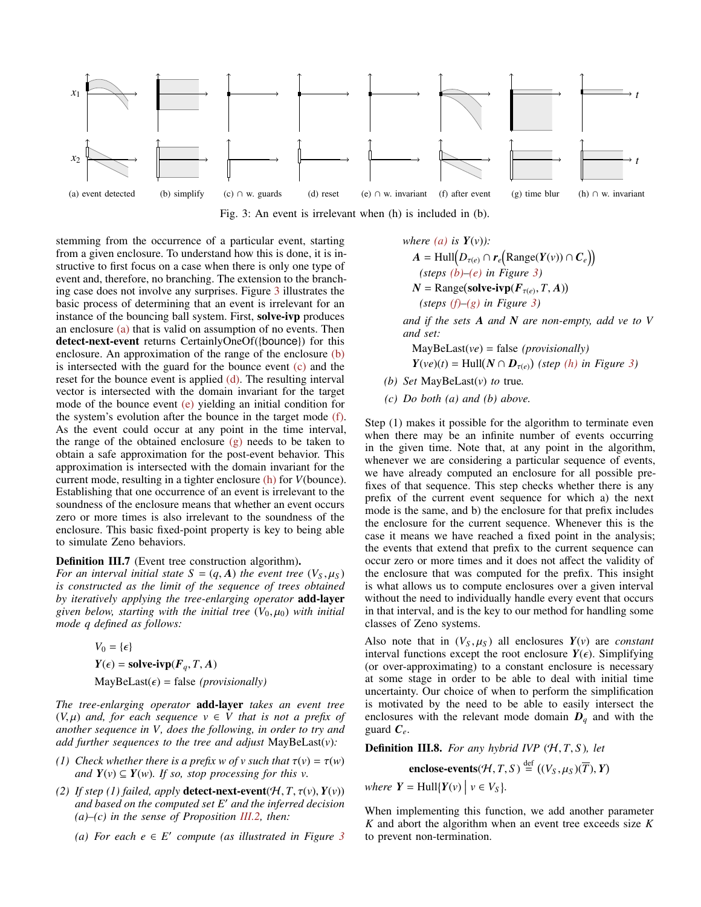(a) event detected (b) simplify (c) ∩ w. guards (d) reset (e) ∩ w. invariant (f) after event (g) time blur (h) ∩ w. invariant

Fig. 3: An event is irrelevant when (h) is included in (b).

stemming from the occurrence of a particular event, starting from a given enclosure. To understand how this is done, it is instructive to first focus on a case when there is only one type of event and, therefore, no branching. The extension to the branching case does not involve any surprises. Figure 3 illustrates the basic process of determining that an event is irrelevant for an instance of the bouncing ball system. First, **solve-ivp** produces an enclosure (a) that is valid on assumption of no events. Then **detect-next-event** returns CertainlyOneOf({bounce}) for this enclosure. An approximation of the range of the enclosure (b) is intersected with the guard for the bounce event (c) and the reset for the bounce event is applied (d). The resulting interval vector is intersected with the domain invariant for the target mode of the bounce event (e) yielding an initial condition for the system's evolution after the bounce in the target mode (f). As the event could occur at any point in the time interval, the range of the obtained enclosure (g) needs to be taken to obtain a safe approximation for the post-event behavior. This approximation is intersected with the domain invariant for the current mode, resulting in a tighter enclosure (h) for $V$(bounce). Establishing that one occurrence of an event is irrelevant to the soundness of the enclosure means that whether an event occurs zero or more times is also irrelevant to the soundness of the enclosure. This basic fixed-point property is key to being able to simulate Zeno behaviors.

**Definition III.7** (Event tree construction algorithm)**.** *For an interval initial state $S = (q, \boldsymbol{A})$ the event tree $(V_S, \mu_S)$ is constructed as the limit of the sequence of trees obtained by iteratively applying the tree-enlarging operator* **add-layer** *given below, starting with the initial tree $(V_0, \mu_0)$ with initial mode $q$ defined as follows:*

$$V_0 = \{\epsilon\}$$
$$\boldsymbol{Y}(\epsilon) = \textbf{solve-ivp}(\boldsymbol{F}_q, T, \boldsymbol{A})$$
$$\text{MayBeLast}(\epsilon) = \text{false } \textit{(provisionally)}$$

*The tree-enlarging operator* **add-layer** *takes an event tree $(V, \mu)$ and, for each sequence $v \in V$ that is not a prefix of another sequence in $V$, does the following, in order to try and add further sequences to the tree and adjust* MayBeLast$(v)$*:*

*(1) Check whether there is a prefix $w$ of $v$ such that $\tau(v) = \tau(w)$ and $\boldsymbol{Y}(v) \subseteq \boldsymbol{Y}(w)$. If so, stop processing for this $v$.*

*(2) If step (1) failed, apply* **detect-next-event**$(\mathcal{H}, T, \tau(v), \boldsymbol{Y}(v))$ *and based on the computed set $E'$ and the inferred decision (a)–(c) in the sense of Proposition III.2, then:*

*(a) For each $e \in E'$ compute (as illustrated in Figure 3 where (a) is $\boldsymbol{Y}(v)$):*

$$\boldsymbol{A} = \text{Hull}\Big(D_{\tau(e)} \cap \boldsymbol{r}_e\Big(\text{Range}(\boldsymbol{Y}(v)) \cap \boldsymbol{C}_e\Big)\Big)$$
*(steps (b)–(e) in Figure 3)*
$$\boldsymbol{N} = \text{Range}(\textbf{solve-ivp}(\boldsymbol{F}_{\tau(e)}, T, \boldsymbol{A}))$$
*(steps (f)–(g) in Figure 3)*

*and if the sets $\boldsymbol{A}$ and $\boldsymbol{N}$ are non-empty, add $ve$ to $V$ and set:*

$$\text{MayBeLast}(ve) = \text{false } \textit{(provisionally)}$$
$$\boldsymbol{Y}(ve)(t) = \text{Hull}(\boldsymbol{N} \cap \boldsymbol{D}_{\tau(e)}) \textit{ (step (h) in Figure 3)}$$

*(b) Set* MayBeLast$(v)$ *to* true*.*

*(c) Do both (a) and (b) above.*

Step (1) makes it possible for the algorithm to terminate even when there may be an infinite number of events occurring in the given time. Note that, at any point in the algorithm, whenever we are considering a particular sequence of events, we have already computed an enclosure for all possible prefixes of that sequence. This step checks whether there is any prefix of the current event sequence for which a) the next mode is the same, and b) the enclosure for that prefix includes the enclosure for the current sequence. Whenever this is the case it means we have reached a fixed point in the analysis; the events that extend that prefix to the current sequence can occur zero or more times and it does not affect the validity of the enclosure that was computed for the prefix. This insight is what allows us to compute enclosures over a given interval without the need to individually handle every event that occurs in that interval, and is the key to our method for handling some classes of Zeno systems.

Also note that in $(V_S, \mu_S)$ all enclosures $\boldsymbol{Y}(v)$ are *constant* interval functions except the root enclosure $\boldsymbol{Y}(\epsilon)$. Simplifying (or over-approximating) to a constant enclosure is necessary at some stage in order to be able to deal with initial time uncertainty. Our choice of when to perform the simplification is motivated by the need to be able to easily intersect the enclosures with the relevant mode domain $\boldsymbol{D}_q$ and with the guard $\boldsymbol{C}_e$.

**Definition III.8.** *For any hybrid IVP $(\mathcal{H}, T, S)$, let*

$$\textbf{enclose-events}(\mathcal{H}, T, S) \stackrel{\text{def}}{=} ((V_S, \mu_S)(\overline{T}), \boldsymbol{Y})$$

*where $\boldsymbol{Y} = \text{Hull}\{\boldsymbol{Y}(v) \mid v \in V_S\}$.*

When implementing this function, we add another parameter $K$ and abort the algorithm when an event tree exceeds size $K$ to prevent non-termination.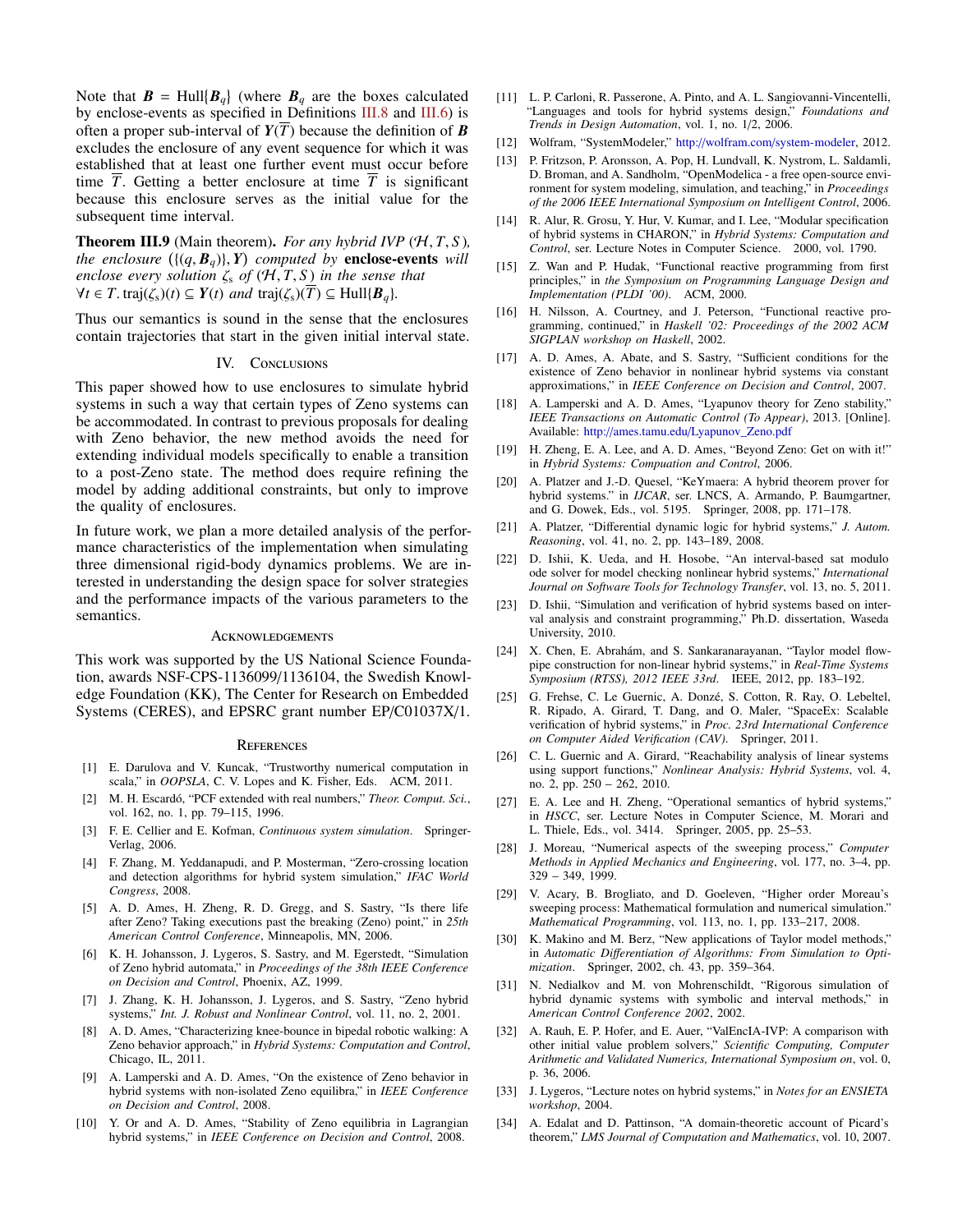Note that $\boldsymbol{B} = \text{Hull}\{\boldsymbol{B}_q\}$ (where $\boldsymbol{B}_q$ are the boxes calculated by enclose-events as specified in Definitions III.8 and III.6) is often a proper sub-interval of $\boldsymbol{Y}(\overline{T})$ because the definition of $\boldsymbol{B}$ excludes the enclosure of any event sequence for which it was established that at least one further event must occur before time $\overline{T}$. Getting a better enclosure at time $\overline{T}$ is significant because this enclosure serves as the initial value for the subsequent time interval.

**Theorem III.9** (Main theorem)**.** *For any hybrid IVP $(\mathcal{H}, T, S)$, the enclosure $(\{(q, \boldsymbol{B}_q)\}, \boldsymbol{Y})$ computed by* **enclose-events** *will enclose every solution $\zeta_s$ of $(\mathcal{H}, T, S)$ in the sense that $\forall t \in T.\, \text{traj}(\zeta_s)(t) \subseteq \boldsymbol{Y}(t)$ and $\text{traj}(\zeta_s)(\overline{T}) \subseteq \text{Hull}\{\boldsymbol{B}_q\}$.*

Thus our semantics is sound in the sense that the enclosures contain trajectories that start in the given initial interval state.

## IV. Conclusions

This paper showed how to use enclosures to simulate hybrid systems in such a way that certain types of Zeno systems can be accommodated. In contrast to previous proposals for dealing with Zeno behavior, the new method avoids the need for extending individual models specifically to enable a transition to a post-Zeno state. The method does require refining the model by adding additional constraints, but only to improve the quality of enclosures.

In future work, we plan a more detailed analysis of the performance characteristics of the implementation when simulating three dimensional rigid-body dynamics problems. We are interested in understanding the design space for solver strategies and the performance impacts of the various parameters to the semantics.

## Acknowledgements

This work was supported by the US National Science Foundation, awards NSF-CPS-1136099/1136104, the Swedish Knowledge Foundation (KK), The Center for Research on Embedded Systems (CERES), and EPSRC grant number EP/C01037X/1.

## References

[1] E. Darulova and V. Kuncak, "Trustworthy numerical computation in scala," in *OOPSLA*, C. V. Lopes and K. Fisher, Eds. ACM, 2011.

[2] M. H. Escardó, "PCF extended with real numbers," *Theor. Comput. Sci.*, vol. 162, no. 1, pp. 79–115, 1996.

[3] F. E. Cellier and E. Kofman, *Continuous system simulation*. Springer-Verlag, 2006.

[4] F. Zhang, M. Yeddanapudi, and P. Mosterman, "Zero-crossing location and detection algorithms for hybrid system simulation," *IFAC World Congress*, 2008.

[5] A. D. Ames, H. Zheng, R. D. Gregg, and S. Sastry, "Is there life after Zeno? Taking executions past the breaking (Zeno) point," in *25th American Control Conference*, Minneapolis, MN, 2006.

[6] K. H. Johansson, J. Lygeros, S. Sastry, and M. Egerstedt, "Simulation of Zeno hybrid automata," in *Proceedings of the 38th IEEE Conference on Decision and Control*, Phoenix, AZ, 1999.

[7] J. Zhang, K. H. Johansson, J. Lygeros, and S. Sastry, "Zeno hybrid systems," *Int. J. Robust and Nonlinear Control*, vol. 11, no. 2, 2001.

[8] A. D. Ames, "Characterizing knee-bounce in bipedal robotic walking: A Zeno behavior approach," in *Hybrid Systems: Computation and Control*, Chicago, IL, 2011.

[9] A. Lamperski and A. D. Ames, "On the existence of Zeno behavior in hybrid systems with non-isolated Zeno equilibra," in *IEEE Conference on Decision and Control*, 2008.

[10] Y. Or and A. D. Ames, "Stability of Zeno equilibria in Lagrangian hybrid systems," in *IEEE Conference on Decision and Control*, 2008.

[11] L. P. Carloni, R. Passerone, A. Pinto, and A. L. Sangiovanni-Vincentelli, "Languages and tools for hybrid systems design," *Foundations and Trends in Design Automation*, vol. 1, no. 1/2, 2006.

[12] Wolfram, "SystemModeler," http://wolfram.com/system-modeler, 2012.

[13] P. Fritzson, P. Aronsson, A. Pop, H. Lundvall, K. Nystrom, L. Saldamli, D. Broman, and A. Sandholm, "OpenModelica - a free open-source environment for system modeling, simulation, and teaching," in *Proceedings of the 2006 IEEE International Symposium on Intelligent Control*, 2006.

[14] R. Alur, R. Grosu, Y. Hur, V. Kumar, and I. Lee, "Modular specification of hybrid systems in CHARON," in *Hybrid Systems: Computation and Control*, ser. Lecture Notes in Computer Science. 2000, vol. 1790.

[15] Z. Wan and P. Hudak, "Functional reactive programming from first principles," in *the Symposium on Programming Language Design and Implementation (PLDI '00)*. ACM, 2000.

[16] H. Nilsson, A. Courtney, and J. Peterson, "Functional reactive programming, continued," in *Haskell '02: Proceedings of the 2002 ACM SIGPLAN workshop on Haskell*, 2002.

[17] A. D. Ames, A. Abate, and S. Sastry, "Sufficient conditions for the existence of Zeno behavior in nonlinear hybrid systems via constant approximations," in *IEEE Conference on Decision and Control*, 2007.

[18] A. Lamperski and A. D. Ames, "Lyapunov theory for Zeno stability," *IEEE Transactions on Automatic Control (To Appear)*, 2013. [Online]. Available: http://ames.tamu.edu/Lyapunov_Zeno.pdf

[19] H. Zheng, E. A. Lee, and A. D. Ames, "Beyond Zeno: Get on with it!" in *Hybrid Systems: Compuation and Control*, 2006.

[20] A. Platzer and J.-D. Quesel, "KeYmaera: A hybrid theorem prover for hybrid systems." in *IJCAR*, ser. LNCS, A. Armando, P. Baumgartner, and G. Dowek, Eds., vol. 5195. Springer, 2008, pp. 171–178.

[21] A. Platzer, "Differential dynamic logic for hybrid systems," *J. Autom. Reasoning*, vol. 41, no. 2, pp. 143–189, 2008.

[22] D. Ishii, K. Ueda, and H. Hosobe, "An interval-based sat modulo ode solver for model checking nonlinear hybrid systems," *International Journal on Software Tools for Technology Transfer*, vol. 13, no. 5, 2011.

[23] D. Ishii, "Simulation and verification of hybrid systems based on interval analysis and constraint programming," Ph.D. dissertation, Waseda University, 2010.

[24] X. Chen, E. Abrahám, and S. Sankaranarayanan, "Taylor model flowpipe construction for non-linear hybrid systems," in *Real-Time Systems Symposium (RTSS), 2012 IEEE 33rd*. IEEE, 2012, pp. 183–192.

[25] G. Frehse, C. Le Guernic, A. Donzé, S. Cotton, R. Ray, O. Lebeltel, R. Ripado, A. Girard, T. Dang, and O. Maler, "SpaceEx: Scalable verification of hybrid systems," in *Proc. 23rd International Conference on Computer Aided Verification (CAV)*. Springer, 2011.

[26] C. L. Guernic and A. Girard, "Reachability analysis of linear systems using support functions," *Nonlinear Analysis: Hybrid Systems*, vol. 4, no. 2, pp. 250 – 262, 2010.

[27] E. A. Lee and H. Zheng, "Operational semantics of hybrid systems," in *HSCC*, ser. Lecture Notes in Computer Science, M. Morari and L. Thiele, Eds., vol. 3414. Springer, 2005, pp. 25–53.

[28] J. Moreau, "Numerical aspects of the sweeping process," *Computer Methods in Applied Mechanics and Engineering*, vol. 177, no. 3–4, pp. 329 – 349, 1999.

[29] V. Acary, B. Brogliato, and D. Goeleven, "Higher order Moreau's sweeping process: Mathematical formulation and numerical simulation." *Mathematical Programming*, vol. 113, no. 1, pp. 133–217, 2008.

[30] K. Makino and M. Berz, "New applications of Taylor model methods," in *Automatic Differentiation of Algorithms: From Simulation to Optimization*. Springer, 2002, ch. 43, pp. 359–364.

[31] N. Nedialkov and M. von Mohrenschildt, "Rigorous simulation of hybrid dynamic systems with symbolic and interval methods," in *American Control Conference 2002*, 2002.

[32] A. Rauh, E. P. Hofer, and E. Auer, "ValEncIA-IVP: A comparison with other initial value problem solvers," *Scientific Computing, Computer Arithmetic and Validated Numerics, International Symposium on*, vol. 0, p. 36, 2006.

[33] J. Lygeros, "Lecture notes on hybrid systems," in *Notes for an ENSIETA workshop*, 2004.

[34] A. Edalat and D. Pattinson, "A domain-theoretic account of Picard's theorem," *LMS Journal of Computation and Mathematics*, vol. 10, 2007.